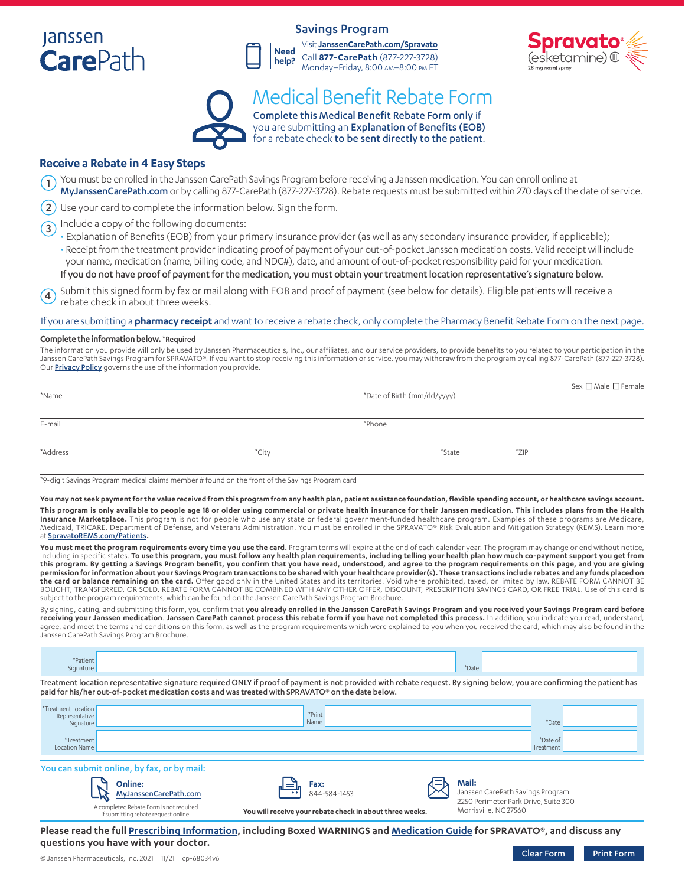Janssen CarePath

**Savings Program**

**Need help?** Visit **JanssenCarePath.com/Spravato**
Call **877-CarePath** (877-227-3728)
Monday–Friday, 8:00 AM–8:00 PM ET

Spravato® (esketamine) CIII 28 mg nasal spray

# Medical Benefit Rebate Form

**Complete this Medical Benefit Rebate Form only** if you are submitting an **Explanation of Benefits (EOB)** for a rebate check **to be sent directly to the patient**.

## Receive a Rebate in 4 Easy Steps

1. You must be enrolled in the Janssen CarePath Savings Program before receiving a Janssen medication. You can enroll online at MyJanssenCarePath.com or by calling 877-CarePath (877-227-3728). Rebate requests must be submitted within 270 days of the date of service.
2. Use your card to complete the information below. Sign the form.
3. Include a copy of the following documents:
   - Explanation of Benefits (EOB) from your primary insurance provider (as well as any secondary insurance provider, if applicable);
   - Receipt from the treatment provider indicating proof of payment of your out-of-pocket Janssen medication costs. Valid receipt will include your name, medication (name, billing code, and NDC#), date, and amount of out-of-pocket responsibility paid for your medication.

   **If you do not have proof of payment for the medication, you must obtain your treatment location representative's signature below.**
4. Submit this signed form by fax or mail along with EOB and proof of payment (see below for details). Eligible patients will receive a rebate check in about three weeks.

If you are submitting a **pharmacy receipt** and want to receive a rebate check, only complete the Pharmacy Benefit Rebate Form on the next page.

**Complete the information below.** *Required

The information you provide will only be used by Janssen Pharmaceuticals, Inc., our affiliates, and our service providers, to provide benefits to you related to your participation in the Janssen CarePath Savings Program for SPRAVATO®. If you want to stop receiving this information or service, you may withdraw from the program by calling 877-CarePath (877-227-3728). Our Privacy Policy governs the use of the information you provide.

*Name ______ *Date of Birth (mm/dd/yyyy) ______ Sex ☐ Male ☐ Female

E-mail ______ *Phone ______

*Address ______ *City ______ *State ______ *ZIP ______

*9-digit Savings Program medical claims member # found on the front of the Savings Program card ______

**You may not seek payment for the value received from this program from any health plan, patient assistance foundation, flexible spending account, or healthcare savings account.**

**This program is only available to people age 18 or older using commercial or private health insurance for their Janssen medication. This includes plans from the Health Insurance Marketplace.** This program is not for people who use any state or federal government-funded healthcare program. Examples of these programs are Medicare, Medicaid, TRICARE, Department of Defense, and Veterans Administration. You must be enrolled in the SPRAVATO® Risk Evaluation and Mitigation Strategy (REMS). Learn more at **SpravatoREMS.com/Patients**.

**You must meet the program requirements every time you use the card.** Program terms will expire at the end of each calendar year. The program may change or end without notice, including in specific states. **To use this program, you must follow any health plan requirements, including telling your health plan how much co-payment support you get from this program. By getting a Savings Program benefit, you confirm that you have read, understood, and agree to the program requirements on this page, and you are giving permission for information about your Savings Program transactions to be shared with your healthcare provider(s). These transactions include rebates and any funds placed on the card or balance remaining on the card.** Offer good only in the United States and its territories. Void where prohibited, taxed, or limited by law. REBATE FORM CANNOT BE BOUGHT, TRANSFERRED, OR SOLD. REBATE FORM CANNOT BE COMBINED WITH ANY OTHER OFFER, DISCOUNT, PRESCRIPTION SAVINGS CARD, OR FREE TRIAL. Use of this card is subject to the program requirements, which can be found on the Janssen CarePath Savings Program Brochure.

By signing, dating, and submitting this form, you confirm that **you already enrolled in the Janssen CarePath Savings Program and you received your Savings Program card before receiving your Janssen medication**. **Janssen CarePath cannot process this rebate form if you have not completed this process.** In addition, you indicate you read, understand, agree, and meet the terms and conditions on this form, as well as the program requirements which were explained to you when you received the card, which may also be found in the Janssen CarePath Savings Program Brochure.

*Patient Signature ______ *Date ______

**Treatment location representative signature required ONLY if proof of payment is not provided with rebate request. By signing below, you are confirming the patient has paid for his/her out-of-pocket medication costs and was treated with SPRAVATO® on the date below.**

*Treatment Location Representative Signature ______ *Print Name ______ *Date ______

*Treatment Location Name ______ *Date of Treatment ______

You can submit online, by fax, or by mail:

**Online:** MyJanssenCarePath.com
A completed Rebate Form is not required if submitting rebate request online.

**Fax:** 844-584-1453

**Mail:** Janssen CarePath Savings Program
2250 Perimeter Park Drive, Suite 300
Morrisville, NC 27560

**You will receive your rebate check in about three weeks.**

**Please read the full Prescribing Information, including Boxed WARNINGS and Medication Guide for SPRAVATO®, and discuss any questions you have with your doctor.**

© Janssen Pharmaceuticals, Inc. 2021 11/21 cp-68034v6

Clear Form | Print Form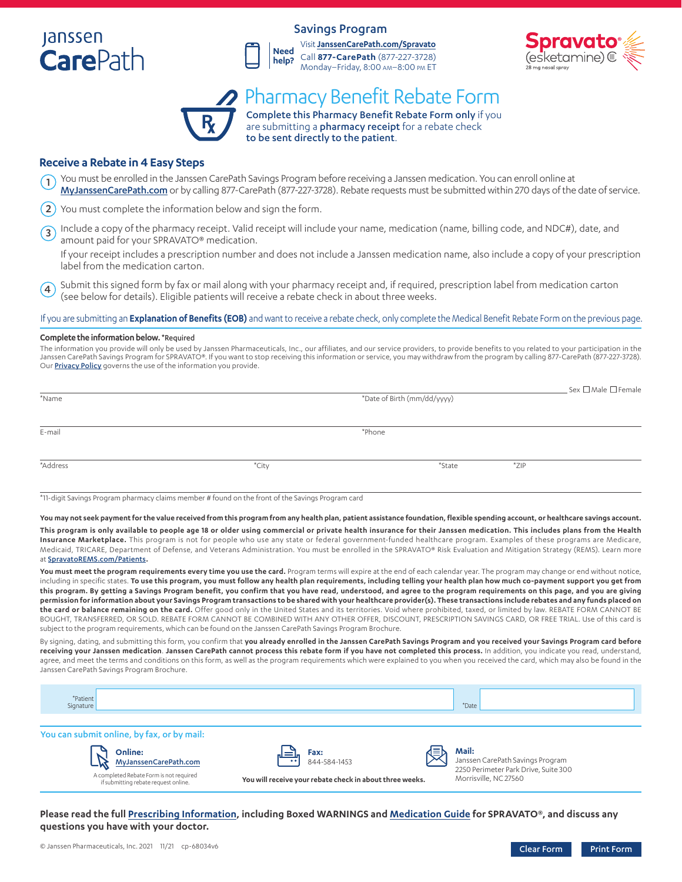Janssen CarePath

## Savings Program

**Need help?** Visit **JanssenCarePath.com/Spravato**
Call **877-CarePath** (877-227-3728)
Monday–Friday, 8:00 AM–8:00 PM ET

Spravato® (esketamine) CIII 28 mg nasal spray

# Pharmacy Benefit Rebate Form

**Complete this Pharmacy Benefit Rebate Form only** if you are submitting a **pharmacy receipt** for a rebate check **to be sent directly to the patient**.

## Receive a Rebate in 4 Easy Steps

1. You must be enrolled in the Janssen CarePath Savings Program before receiving a Janssen medication. You can enroll online at MyJanssenCarePath.com or by calling 877-CarePath (877-227-3728). Rebate requests must be submitted within 270 days of the date of service.
2. You must complete the information below and sign the form.
3. Include a copy of the pharmacy receipt. Valid receipt will include your name, medication (name, billing code, and NDC#), date, and amount paid for your SPRAVATO® medication.

   If your receipt includes a prescription number and does not include a Janssen medication name, also include a copy of your prescription label from the medication carton.
4. Submit this signed form by fax or mail along with your pharmacy receipt and, if required, prescription label from medication carton (see below for details). Eligible patients will receive a rebate check in about three weeks.

If you are submitting an **Explanation of Benefits (EOB)** and want to receive a rebate check, only complete the Medical Benefit Rebate Form on the previous page.

**Complete the information below.** *Required

The information you provide will only be used by Janssen Pharmaceuticals, Inc., our affiliates, and our service providers, to provide benefits to you related to your participation in the Janssen CarePath Savings Program for SPRAVATO®. If you want to stop receiving this information or service, you may withdraw from the program by calling 877-CarePath (877-227-3728). Our Privacy Policy governs the use of the information you provide.

*Name _______________ *Date of Birth (mm/dd/yyyy) _______________ Sex ☐ Male ☐ Female

E-mail _______________ *Phone _______________

*Address _______________ *City _______________ *State _______________ *ZIP _______________

*11-digit Savings Program pharmacy claims member # found on the front of the Savings Program card _______________

**You may not seek payment for the value received from this program from any health plan, patient assistance foundation, flexible spending account, or healthcare savings account.**

**This program is only available to people age 18 or older using commercial or private health insurance for their Janssen medication. This includes plans from the Health Insurance Marketplace.** This program is not for people who use any state or federal government-funded healthcare program. Examples of these programs are Medicare, Medicaid, TRICARE, Department of Defense, and Veterans Administration. You must be enrolled in the SPRAVATO® Risk Evaluation and Mitigation Strategy (REMS). Learn more at **SpravatoREMS.com/Patients**.

**You must meet the program requirements every time you use the card.** Program terms will expire at the end of each calendar year. The program may change or end without notice, including in specific states. **To use this program, you must follow any health plan requirements, including telling your health plan how much co-payment support you get from this program. By getting a Savings Program benefit, you confirm that you have read, understood, and agree to the program requirements on this page, and you are giving permission for information about your Savings Program transactions to be shared with your healthcare provider(s). These transactions include rebates and any funds placed on the card or balance remaining on the card.** Offer good only in the United States and its territories. Void where prohibited, taxed, or limited by law. REBATE FORM CANNOT BE BOUGHT, TRANSFERRED, OR SOLD. REBATE FORM CANNOT BE COMBINED WITH ANY OTHER OFFER, DISCOUNT, PRESCRIPTION SAVINGS CARD, OR FREE TRIAL. Use of this card is subject to the program requirements, which can be found on the Janssen CarePath Savings Program Brochure.

By signing, dating, and submitting this form, you confirm that **you already enrolled in the Janssen CarePath Savings Program and you received your Savings Program card before receiving your Janssen medication**. **Janssen CarePath cannot process this rebate form if you have not completed this process.** In addition, you indicate you read, understand, agree, and meet the terms and conditions on this form, as well as the program requirements which were explained to you when you received the card, which may also be found in the Janssen CarePath Savings Program Brochure.

*Patient Signature _______________ *Date _______________

## You can submit online, by fax, or by mail:

**Online:** MyJanssenCarePath.com
A completed Rebate Form is not required if submitting rebate request online.

**Fax:** 844-584-1453

**You will receive your rebate check in about three weeks.**

**Mail:** Janssen CarePath Savings Program
2250 Perimeter Park Drive, Suite 300
Morrisville, NC 27560

**Please read the full Prescribing Information, including Boxed WARNINGS and Medication Guide for SPRAVATO®, and discuss any questions you have with your doctor.**

© Janssen Pharmaceuticals, Inc. 2021 11/21 cp-68034v6

Clear Form Print Form